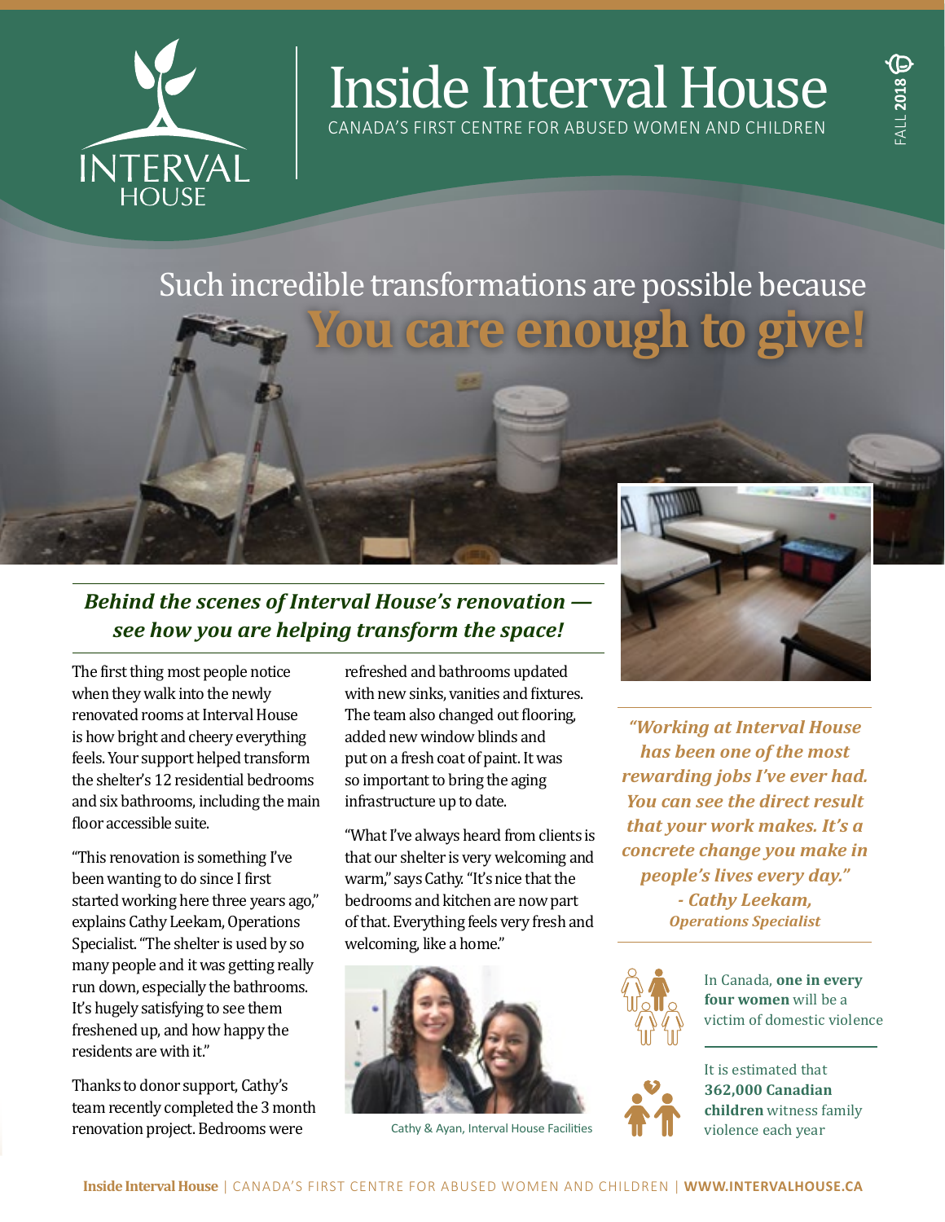# Inside Interval House

CANADA'S FIRST CENTRE FOR ABUSED WOMEN AND CHILDREN

FALL 2018

## Such incredible transformations are possible because **You care enough to give!**

### *Behind the scenes of Interval House's renovation — see how you are helping transform the space!*

The first thing most people notice when they walk into the newly renovated rooms at Interval House is how bright and cheery everything feels. Your support helped transform the shelter's 12 residential bedrooms and six bathrooms, including the main floor accessible suite.

"This renovation is something I've been wanting to do since I first started working here three years ago," explains Cathy Leekam, Operations Specialist. "The shelter is used by so many people and it was getting really run down, especially the bathrooms. It's hugely satisfying to see them freshened up, and how happy the residents are with it."

Thanks to donor support, Cathy's team recently completed the 3 month renovation project. Bedrooms were refreshed and bathrooms updated with new sinks, vanities and fixtures. The team also changed out flooring, added new window blinds and put on a fresh coat of paint. It was so important to bring the aging infrastructure up to date.

"What I've always heard from clients is that our shelter is very welcoming and warm," says Cathy. "It's nice that the bedrooms and kitchen are now part of that. Everything feels very fresh and welcoming, like a home."

Cathy & Ayan, Interval House Facilities

*"Working at Interval House has been one of the most rewarding jobs I've ever had. You can see the direct result that your work makes. It's a concrete change you make in people's lives every day."*
*- Cathy Leekam,*
*Operations Specialist*

In Canada, **one in every four women** will be a victim of domestic violence

It is estimated that **362,000 Canadian children** witness family violence each year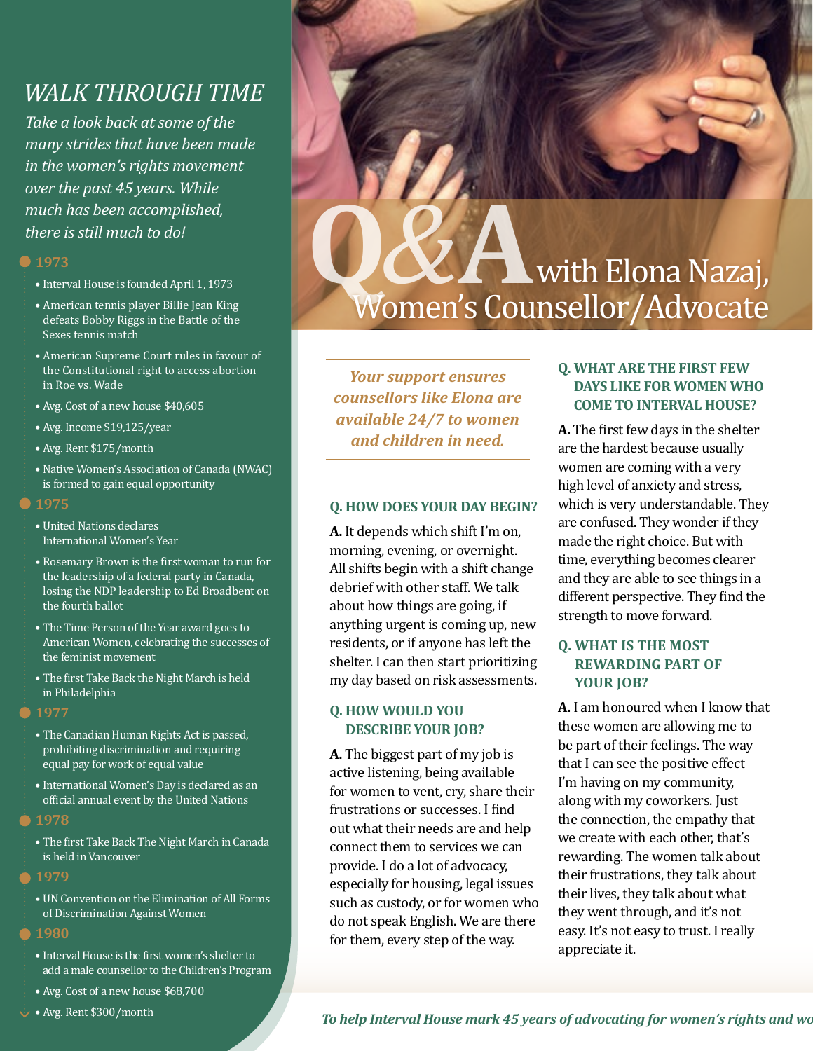## WALK THROUGH TIME

*Take a look back at some of the many strides that have been made in the women's rights movement over the past 45 years. While much has been accomplished, there is still much to do!*

### 1973

- Interval House is founded April 1, 1973
- American tennis player Billie Jean King defeats Bobby Riggs in the Battle of the Sexes tennis match
- American Supreme Court rules in favour of the Constitutional right to access abortion in Roe vs. Wade
- Avg. Cost of a new house $40,605
- Avg. Income $19,125/year
- Avg. Rent $175/month
- Native Women's Association of Canada (NWAC) is formed to gain equal opportunity

### 1975

- United Nations declares International Women's Year
- Rosemary Brown is the first woman to run for the leadership of a federal party in Canada, losing the NDP leadership to Ed Broadbent on the fourth ballot
- The Time Person of the Year award goes to American Women, celebrating the successes of the feminist movement
- The first Take Back the Night March is held in Philadelphia

### 1977

- The Canadian Human Rights Act is passed, prohibiting discrimination and requiring equal pay for work of equal value
- International Women's Day is declared as an official annual event by the United Nations

### 1978

- The first Take Back The Night March in Canada is held in Vancouver

### 1979

- UN Convention on the Elimination of All Forms of Discrimination Against Women

### 1980

- Interval House is the first women's shelter to add a male counsellor to the Children's Program
- Avg. Cost of a new house $68,700
- Avg. Rent $300/month

# Q&A with Elona Nazaj, Women's Counsellor/Advocate

*Your support ensures counsellors like Elona are available 24/7 to women and children in need.*

### Q. HOW DOES YOUR DAY BEGIN?

**A.** It depends which shift I'm on, morning, evening, or overnight. All shifts begin with a shift change debrief with other staff. We talk about how things are going, if anything urgent is coming up, new residents, or if anyone has left the shelter. I can then start prioritizing my day based on risk assessments.

### Q. HOW WOULD YOU DESCRIBE YOUR JOB?

**A.** The biggest part of my job is active listening, being available for women to vent, cry, share their frustrations or successes. I find out what their needs are and help connect them to services we can provide. I do a lot of advocacy, especially for housing, legal issues such as custody, or for women who do not speak English. We are there for them, every step of the way.

### Q. WHAT ARE THE FIRST FEW DAYS LIKE FOR WOMEN WHO COME TO INTERVAL HOUSE?

**A.** The first few days in the shelter are the hardest because usually women are coming with a very high level of anxiety and stress, which is very understandable. They are confused. They wonder if they made the right choice. But with time, everything becomes clearer and they are able to see things in a different perspective. They find the strength to move forward.

### Q. WHAT IS THE MOST REWARDING PART OF YOUR JOB?

**A.** I am honoured when I know that these women are allowing me to be part of their feelings. The way that I can see the positive effect I'm having on my community, along with my coworkers. Just the connection, the empathy that we create with each other, that's rewarding. The women talk about their frustrations, they talk about their lives, they talk about what they went through, and it's not easy. It's not easy to trust. I really appreciate it.

*To help Interval House mark 45 years of advocating for women's rights and wo*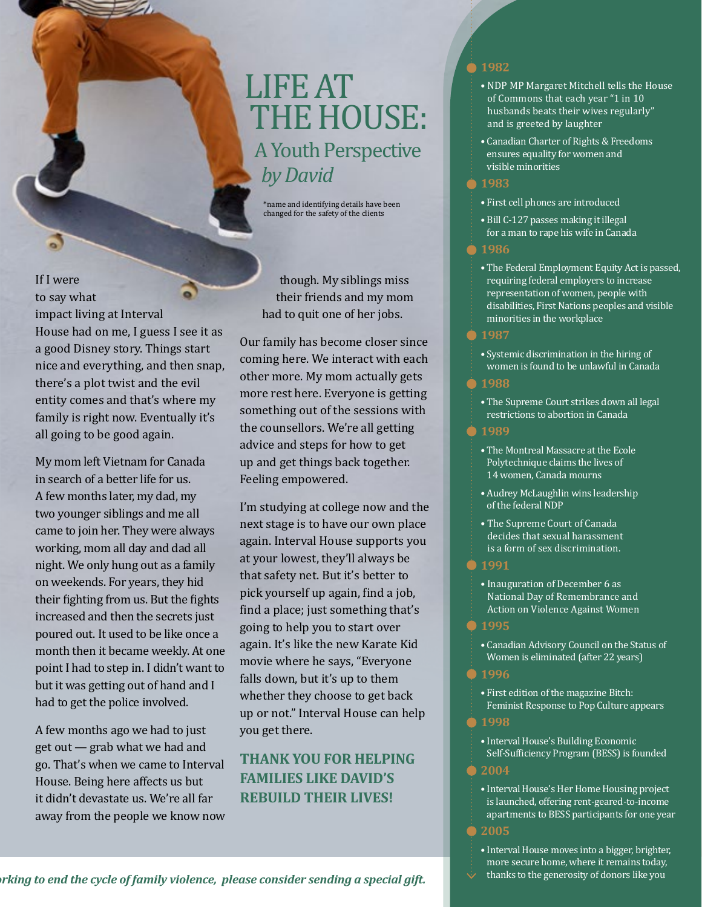# LIFE AT THE HOUSE:

## A Youth Perspective *by David*

*name and identifying details have been changed for the safety of the clients

If I were to say what impact living at Interval House had on me, I guess I see it as a good Disney story. Things start nice and everything, and then snap, there's a plot twist and the evil entity comes and that's where my family is right now. Eventually it's all going to be good again.

My mom left Vietnam for Canada in search of a better life for us. A few months later, my dad, my two younger siblings and me all came to join her. They were always working, mom all day and dad all night. We only hung out as a family on weekends. For years, they hid their fighting from us. But the fights increased and then the secrets just poured out. It used to be like once a month then it became weekly. At one point I had to step in. I didn't want to but it was getting out of hand and I had to get the police involved.

A few months ago we had to just get out — grab what we had and go. That's when we came to Interval House. Being here affects us but it didn't devastate us. We're all far away from the people we know now though. My siblings miss their friends and my mom had to quit one of her jobs.

Our family has become closer since coming here. We interact with each other more. My mom actually gets more rest here. Everyone is getting something out of the sessions with the counsellors. We're all getting advice and steps for how to get up and get things back together. Feeling empowered.

I'm studying at college now and the next stage is to have our own place again. Interval House supports you at your lowest, they'll always be that safety net. But it's better to pick yourself up again, find a job, find a place; just something that's going to help you to start over again. It's like the new Karate Kid movie where he says, "Everyone falls down, but it's up to them whether they choose to get back up or not." Interval House can help you get there.

**THANK YOU FOR HELPING FAMILIES LIKE DAVID'S REBUILD THEIR LIVES!**

*rking to end the cycle of family violence, please consider sending a special gift.*

**1982**

- NDP MP Margaret Mitchell tells the House of Commons that each year "1 in 10 husbands beats their wives regularly" and is greeted by laughter
- Canadian Charter of Rights & Freedoms ensures equality for women and visible minorities

**1983**

- First cell phones are introduced
- Bill C-127 passes making it illegal for a man to rape his wife in Canada

**1986**

- The Federal Employment Equity Act is passed, requiring federal employers to increase representation of women, people with disabilities, First Nations peoples and visible minorities in the workplace

**1987**

- Systemic discrimination in the hiring of women is found to be unlawful in Canada

**1988**

- The Supreme Court strikes down all legal restrictions to abortion in Canada

**1989**

- The Montreal Massacre at the Ecole Polytechnique claims the lives of 14 women, Canada mourns
- Audrey McLaughlin wins leadership of the federal NDP
- The Supreme Court of Canada decides that sexual harassment is a form of sex discrimination.

**1991**

- Inauguration of December 6 as National Day of Remembrance and Action on Violence Against Women

**1995**

- Canadian Advisory Council on the Status of Women is eliminated (after 22 years)

**1996**

- First edition of the magazine Bitch: Feminist Response to Pop Culture appears

**1998**

- Interval House's Building Economic Self-Sufficiency Program (BESS) is founded

**2004**

- Interval House's Her Home Housing project is launched, offering rent-geared-to-income apartments to BESS participants for one year

**2005**

- Interval House moves into a bigger, brighter, more secure home, where it remains today, thanks to the generosity of donors like you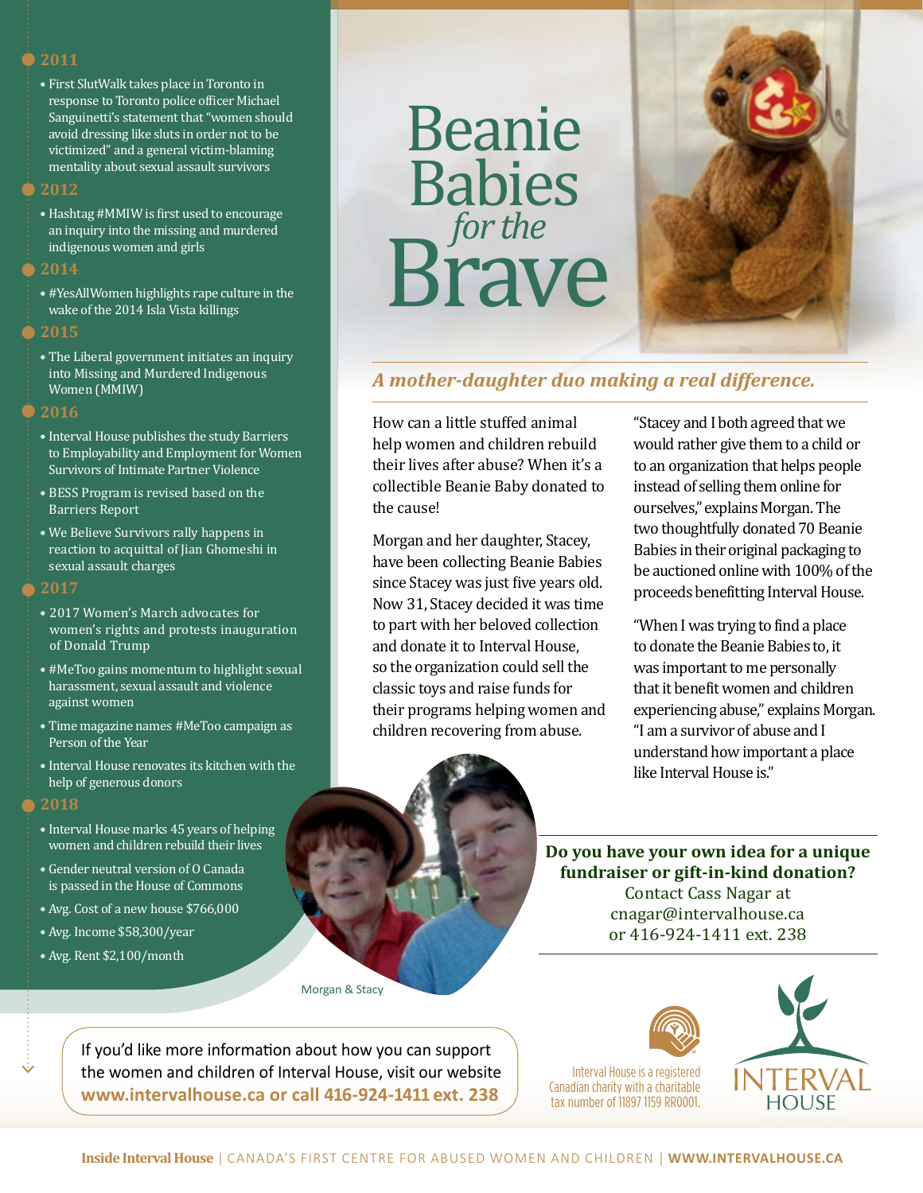## 2011

- First SlutWalk takes place in Toronto in response to Toronto police officer Michael Sanguinetti's statement that "women should avoid dressing like sluts in order not to be victimized" and a general victim-blaming mentality about sexual assault survivors

## 2012

- Hashtag #MMIW is first used to encourage an inquiry into the missing and murdered indigenous women and girls

## 2014

- #YesAllWomen highlights rape culture in the wake of the 2014 Isla Vista killings

## 2015

- The Liberal government initiates an inquiry into Missing and Murdered Indigenous Women (MMIW)

## 2016

- Interval House publishes the study Barriers to Employability and Employment for Women Survivors of Intimate Partner Violence
- BESS Program is revised based on the Barriers Report
- We Believe Survivors rally happens in reaction to acquittal of Jian Ghomeshi in sexual assault charges

## 2017

- 2017 Women's March advocates for women's rights and protests inauguration of Donald Trump
- #MeToo gains momentum to highlight sexual harassment, sexual assault and violence against women
- Time magazine names #MeToo campaign as Person of the Year
- Interval House renovates its kitchen with the help of generous donors

## 2018

- Interval House marks 45 years of helping women and children rebuild their lives
- Gender neutral version of O Canada is passed in the House of Commons
- Avg. Cost of a new house $766,000
- Avg. Income $58,300/year
- Avg. Rent $2,100/month

# Beanie Babies *for the* Brave

*A mother-daughter duo making a real difference.*

How can a little stuffed animal help women and children rebuild their lives after abuse? When it's a collectible Beanie Baby donated to the cause!

Morgan and her daughter, Stacey, have been collecting Beanie Babies since Stacey was just five years old. Now 31, Stacey decided it was time to part with her beloved collection and donate it to Interval House, so the organization could sell the classic toys and raise funds for their programs helping women and children recovering from abuse.

"Stacey and I both agreed that we would rather give them to a child or to an organization that helps people instead of selling them online for ourselves," explains Morgan. The two thoughtfully donated 70 Beanie Babies in their original packaging to be auctioned online with 100% of the proceeds benefitting Interval House.

"When I was trying to find a place to donate the Beanie Babies to, it was important to me personally that it benefit women and children experiencing abuse," explains Morgan. "I am a survivor of abuse and I understand how important a place like Interval House is."

Morgan & Stacy

**Do you have your own idea for a unique fundraiser or gift-in-kind donation?**
Contact Cass Nagar at cnagar@intervalhouse.ca or 416-924-1411 ext. 238

If you'd like more information about how you can support the women and children of Interval House, visit our website **www.intervalhouse.ca or call 416-924-1411 ext. 238**

Interval House is a registered Canadian charity with a charitable tax number of 11897 1159 RR0001.

INTERVAL HOUSE